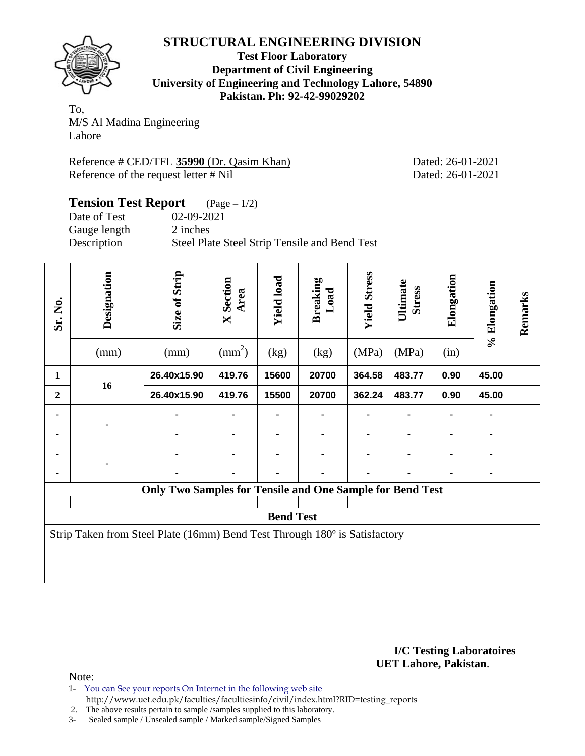# STRUCTURAL ENGINEERING DIVISION

**Test Floor Laboratory**
**Department of Civil Engineering**
**University of Engineering and Technology Lahore, 54890**
**Pakistan. Ph: 92-42-99029202**

To,
M/S Al Madina Engineering
Lahore

Reference # CED/TFL **35990** (Dr. Qasim Khan) Dated: 26-01-2021
Reference of the request letter # Nil Dated: 26-01-2021

## Tension Test Report (Page – 1/2)

Date of Test 02-09-2021
Gauge length 2 inches
Description Steel Plate Steel Strip Tensile and Bend Test

| Sr. No. | Designation | Size of Strip | X Section Area | Yield load | Breaking Load | Yield Stress | Ultimate Stress | Elongation | % Elongation | Remarks |
|---|---|---|---|---|---|---|---|---|---|---|
| | (mm) | (mm) | $(mm^2)$ | (kg) | (kg) | (MPa) | (MPa) | (in) | | |
| **1** | **16** | **26.40x15.90** | **419.76** | **15600** | **20700** | **364.58** | **483.77** | **0.90** | **45.00** | |
| **2** | | **26.40x15.90** | **419.76** | **15500** | **20700** | **362.24** | **483.77** | **0.90** | **45.00** | |
| - | - | - | - | - | - | - | - | - | - | |
| - | | - | - | - | - | - | - | - | - | |
| - | - | - | - | - | - | - | - | - | - | |
| - | | - | - | - | - | - | - | - | - | |
| **Only Two Samples for Tensile and One Sample for Bend Test** | | | | | | | | | | |
| **Bend Test** | | | | | | | | | | |
| Strip Taken from Steel Plate (16mm) Bend Test Through 180º is Satisfactory | | | | | | | | | | |

**I/C Testing Laboratoires**
**UET Lahore, Pakistan**.

Note:

1- You can See your reports On Internet in the following web site
http://www.uet.edu.pk/faculties/facultiesinfo/civil/index.html?RID=testing_reports
2. The above results pertain to sample /samples supplied to this laboratory.
3- Sealed sample / Unsealed sample / Marked sample/Signed Samples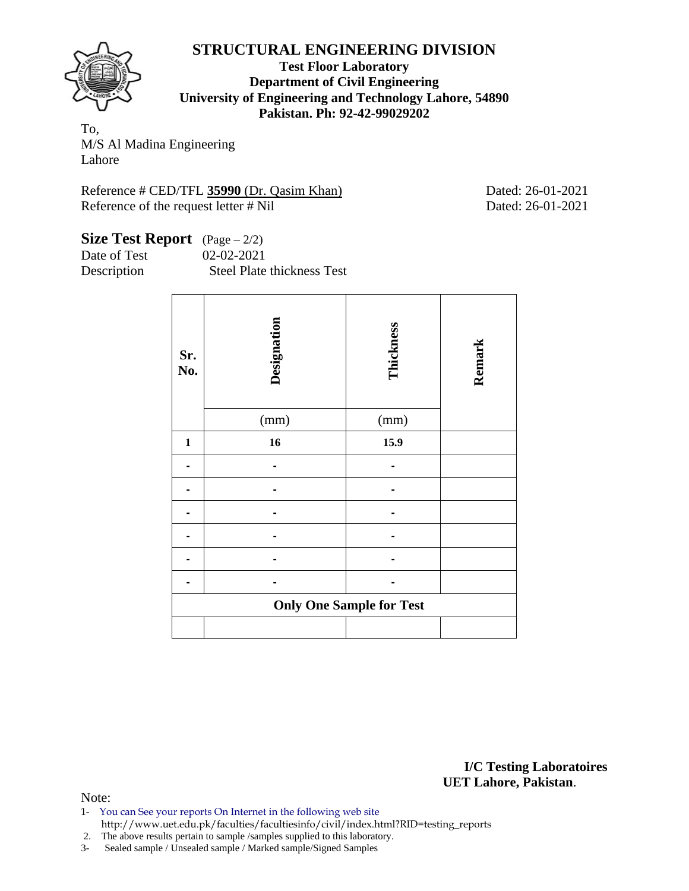# STRUCTURAL ENGINEERING DIVISION

**Test Floor Laboratory**
**Department of Civil Engineering**
**University of Engineering and Technology Lahore, 54890**
**Pakistan. Ph: 92-42-99029202**

To,
M/S Al Madina Engineering
Lahore

Reference # CED/TFL **35990** (Dr. Qasim Khan) Dated: 26-01-2021
Reference of the request letter # Nil Dated: 26-01-2021

## Size Test Report (Page – 2/2)

Date of Test 02-02-2021
Description Steel Plate thickness Test

| Sr. No. | Designation (mm) | Thickness (mm) | Remark |
|---|---|---|---|
| **1** | **16** | **15.9** | |
| - | - | - | |
| - | - | - | |
| - | - | - | |
| - | - | - | |
| - | - | - | |
| - | - | - | |
| **Only One Sample for Test** | | | |
| | | | |

**I/C Testing Laboratoires**
**UET Lahore, Pakistan**.

Note:
1- You can See your reports On Internet in the following web site
http://www.uet.edu.pk/faculties/facultiesinfo/civil/index.html?RID=testing_reports
2. The above results pertain to sample /samples supplied to this laboratory.
3- Sealed sample / Unsealed sample / Marked sample/Signed Samples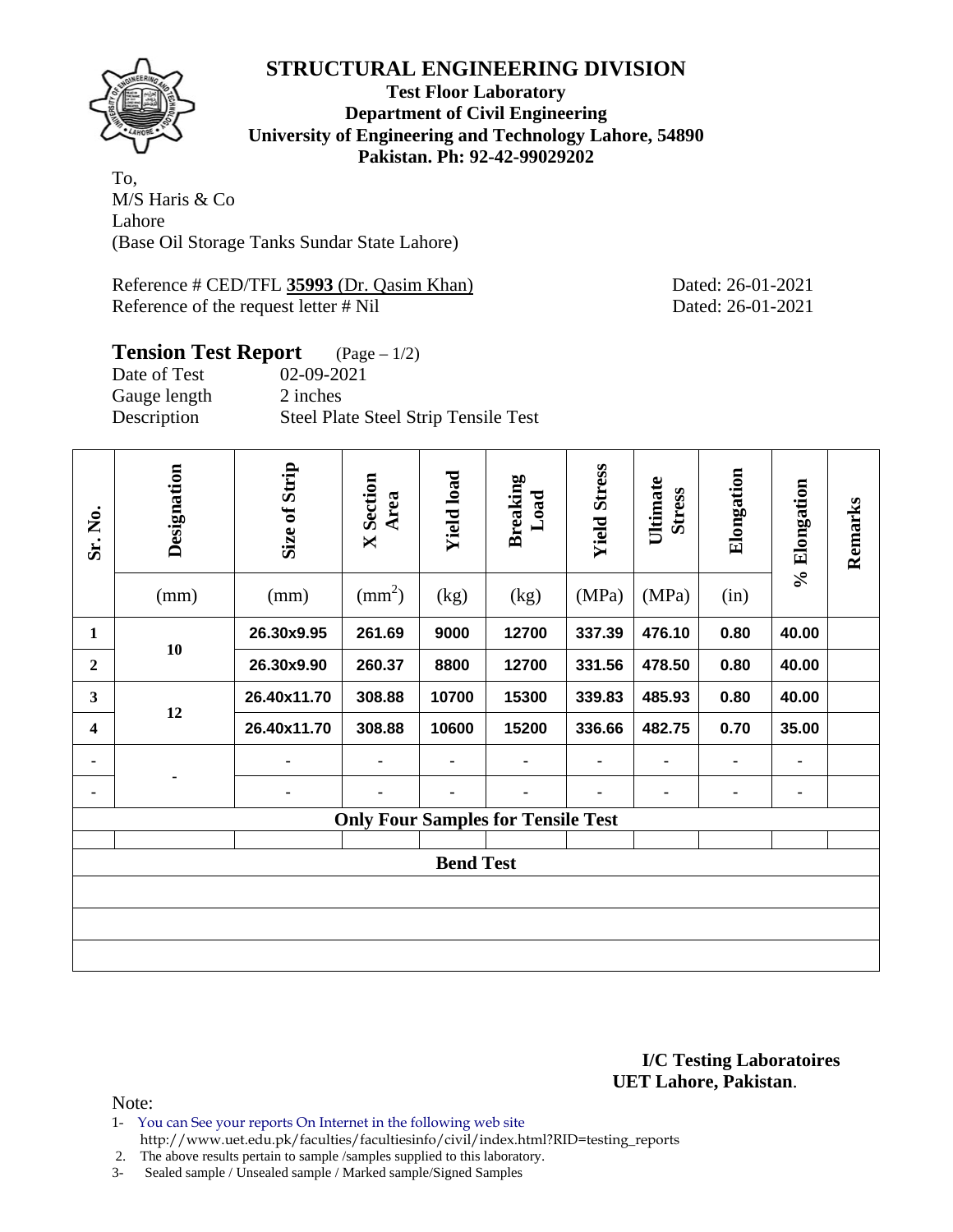# STRUCTURAL ENGINEERING DIVISION

**Test Floor Laboratory**
**Department of Civil Engineering**
**University of Engineering and Technology Lahore, 54890**
**Pakistan. Ph: 92-42-99029202**

To,
M/S Haris & Co
Lahore
(Base Oil Storage Tanks Sundar State Lahore)

Reference # CED/TFL **35993** (Dr. Qasim Khan) Dated: 26-01-2021
Reference of the request letter # Nil Dated: 26-01-2021

## Tension Test Report (Page – 1/2)

Date of Test 02-09-2021
Gauge length 2 inches
Description Steel Plate Steel Strip Tensile Test

| Sr. No. | Designation (mm) | Size of Strip (mm) | X Section Area ($mm^2$) | Yield load (kg) | Breaking Load (kg) | Yield Stress (MPa) | Ultimate Stress (MPa) | Elongation (in) | % Elongation | Remarks |
|---|---|---|---|---|---|---|---|---|---|---|
| 1 | 10 | 26.30x9.95 | 261.69 | 9000 | 12700 | 337.39 | 476.10 | 0.80 | 40.00 | |
| 2 | | 26.30x9.90 | 260.37 | 8800 | 12700 | 331.56 | 478.50 | 0.80 | 40.00 | |
| 3 | 12 | 26.40x11.70 | 308.88 | 10700 | 15300 | 339.83 | 485.93 | 0.80 | 40.00 | |
| 4 | | 26.40x11.70 | 308.88 | 10600 | 15200 | 336.66 | 482.75 | 0.70 | 35.00 | |
| - | - | - | - | - | - | - | - | - | - | |
| - | | - | - | - | - | - | - | - | - | |
| **Only Four Samples for Tensile Test** | | | | | | | | | | |
| | | | | | | | | | | |
| **Bend Test** | | | | | | | | | | |
| | | | | | | | | | | |
| | | | | | | | | | | |
| | | | | | | | | | | |

**I/C Testing Laboratoires**
**UET Lahore, Pakistan**.

Note:
1- You can See your reports On Internet in the following web site
http://www.uet.edu.pk/faculties/facultiesinfo/civil/index.html?RID=testing_reports
2. The above results pertain to sample /samples supplied to this laboratory.
3- Sealed sample / Unsealed sample / Marked sample/Signed Samples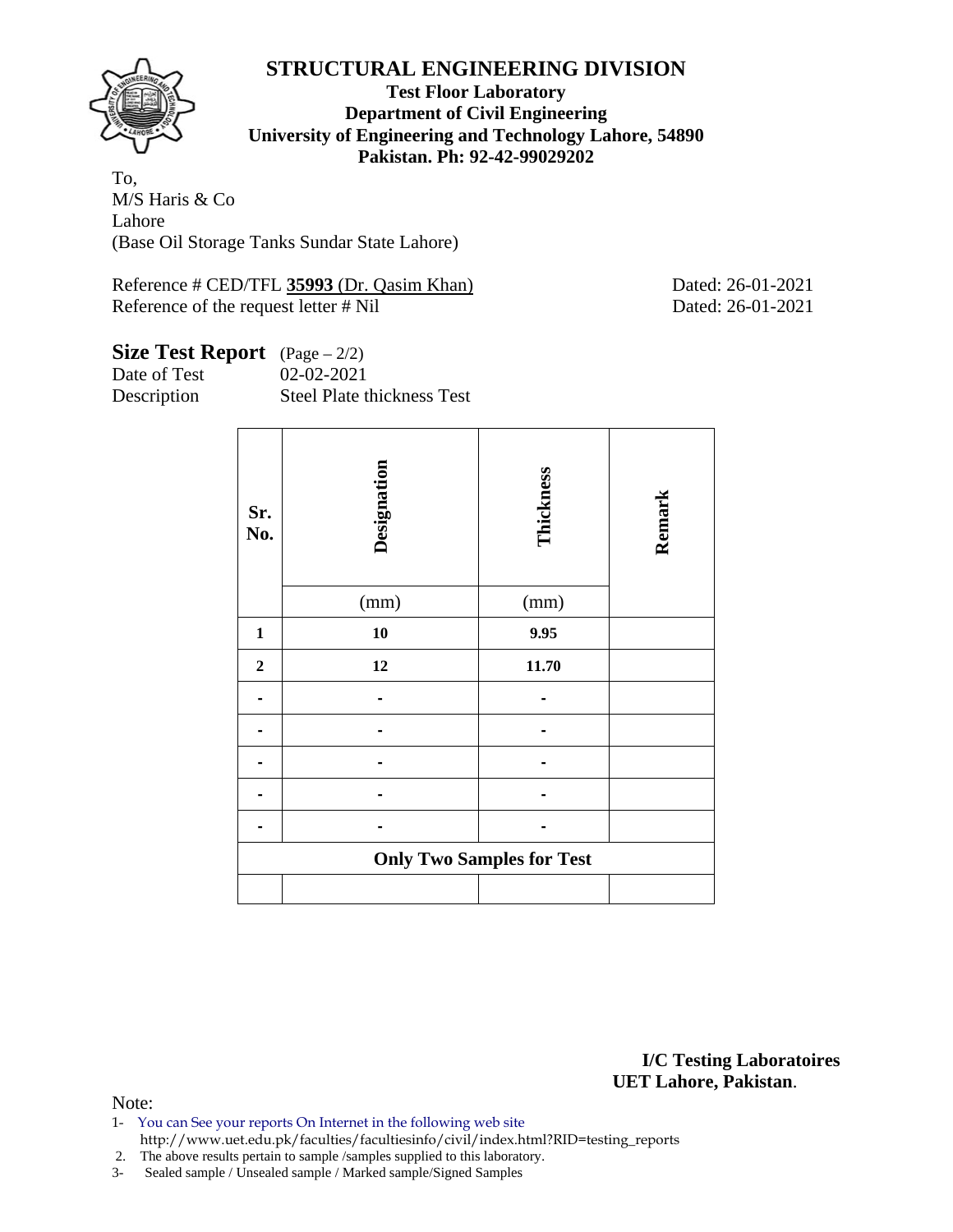# STRUCTURAL ENGINEERING DIVISION

**Test Floor Laboratory**
**Department of Civil Engineering**
**University of Engineering and Technology Lahore, 54890**
**Pakistan. Ph: 92-42-99029202**

To,
M/S Haris & Co
Lahore
(Base Oil Storage Tanks Sundar State Lahore)

Reference # CED/TFL **35993** (Dr. Qasim Khan) Dated: 26-01-2021
Reference of the request letter # Nil Dated: 26-01-2021

**Size Test Report** (Page – 2/2)
Date of Test 02-02-2021
Description Steel Plate thickness Test

| Sr. No. | Designation | Thickness | Remark |
|---|---|---|---|
| | (mm) | (mm) | |
| **1** | **10** | **9.95** | |
| **2** | **12** | **11.70** | |
| - | - | - | |
| - | - | - | |
| - | - | - | |
| - | - | - | |
| - | - | - | |
| **Only Two Samples for Test** | | | |
| | | | |

**I/C Testing Laboratoires**
**UET Lahore, Pakistan**.

Note:
1- You can See your reports On Internet in the following web site
http://www.uet.edu.pk/faculties/facultiesinfo/civil/index.html?RID=testing_reports
2. The above results pertain to sample /samples supplied to this laboratory.
3- Sealed sample / Unsealed sample / Marked sample/Signed Samples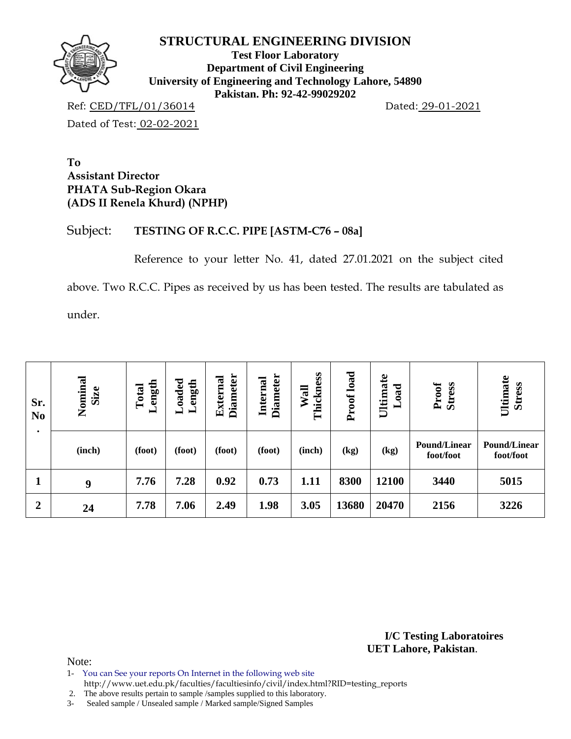# STRUCTURAL ENGINEERING DIVISION

**Test Floor Laboratory**
**Department of Civil Engineering**
**University of Engineering and Technology Lahore, 54890**
**Pakistan. Ph: 92-42-99029202**

Ref: CED/TFL/01/36014 Dated: 29-01-2021

Dated of Test: 02-02-2021

**To**
**Assistant Director**
**PHATA Sub-Region Okara**
**(ADS II Renela Khurd) (NPHP)**

Subject: **TESTING OF R.C.C. PIPE [ASTM-C76 – 08a]**

Reference to your letter No. 41, dated 27.01.2021 on the subject cited above. Two R.C.C. Pipes as received by us has been tested. The results are tabulated as under.

| Sr. No. | Nominal Size | Total Length | Loaded Length | External Diameter | Internal Diameter | Wall Thickness | Proof load | Ultimate Load | Proof Stress | Ultimate Stress |
|---|---|---|---|---|---|---|---|---|---|---|
| | (inch) | (foot) | (foot) | (foot) | (foot) | (inch) | (kg) | (kg) | Pound/Linear foot/foot | Pound/Linear foot/foot |
| 1 | 9 | 7.76 | 7.28 | 0.92 | 0.73 | 1.11 | 8300 | 12100 | 3440 | 5015 |
| 2 | 24 | 7.78 | 7.06 | 2.49 | 1.98 | 3.05 | 13680 | 20470 | 2156 | 3226 |

**I/C Testing Laboratoires**
**UET Lahore, Pakistan**.

Note:

1- You can See your reports On Internet in the following web site http://www.uet.edu.pk/faculties/facultiesinfo/civil/index.html?RID=testing_reports
2. The above results pertain to sample /samples supplied to this laboratory.
3- Sealed sample / Unsealed sample / Marked sample/Signed Samples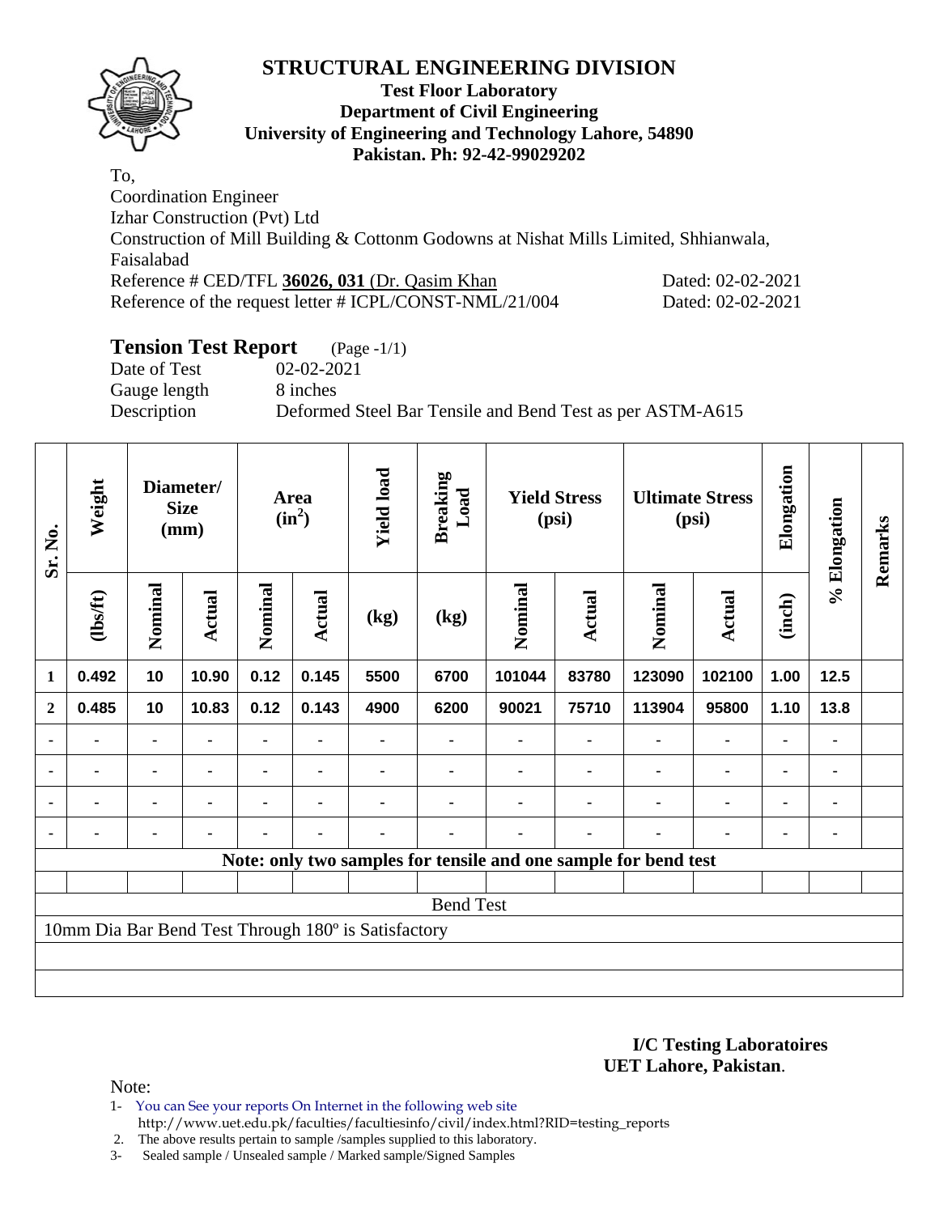# STRUCTURAL ENGINEERING DIVISION

**Test Floor Laboratory**
**Department of Civil Engineering**
**University of Engineering and Technology Lahore, 54890**
**Pakistan. Ph: 92-42-99029202**

To,
Coordination Engineer
Izhar Construction (Pvt) Ltd
Construction of Mill Building & Cottonm Godowns at Nishat Mills Limited, Shhianwala, Faisalabad
Reference # CED/TFL **36026, 031** (Dr. Qasim Khan) Dated: 02-02-2021
Reference of the request letter # ICPL/CONST-NML/21/004 Dated: 02-02-2021

## Tension Test Report (Page -1/1)

Date of Test 02-02-2021
Gauge length 8 inches
Description Deformed Steel Bar Tensile and Bend Test as per ASTM-A615

| Sr. No. | Weight | Diameter/ Size (mm) | | Area ($in^2$) | | Yield load | Breaking Load | Yield Stress (psi) | | Ultimate Stress (psi) | | Elongation | % Elongation | Remarks |
|---|---|---|---|---|---|---|---|---|---|---|---|---|---|---|
| | (lbs/ft) | Nominal | Actual | Nominal | Actual | (kg) | (kg) | Nominal | Actual | Nominal | Actual | (inch) | | |
| 1 | 0.492 | 10 | 10.90 | 0.12 | 0.145 | 5500 | 6700 | 101044 | 83780 | 123090 | 102100 | 1.00 | 12.5 | |
| 2 | 0.485 | 10 | 10.83 | 0.12 | 0.143 | 4900 | 6200 | 90021 | 75710 | 113904 | 95800 | 1.10 | 13.8 | |
| - | - | - | - | - | - | - | - | - | - | - | - | - | - | |
| - | - | - | - | - | - | - | - | - | - | - | - | - | - | |
| - | - | - | - | - | - | - | - | - | - | - | - | - | - | |
| - | - | - | - | - | - | - | - | - | - | - | - | - | - | |
| **Note: only two samples for tensile and one sample for bend test** | | | | | | | | | | | | | | |
| Bend Test | | | | | | | | | | | | | | |
| 10mm Dia Bar Bend Test Through 180º is Satisfactory | | | | | | | | | | | | | | |

**I/C Testing Laboratoires**
**UET Lahore, Pakistan**.

Note:
1- You can See your reports On Internet in the following web site
http://www.uet.edu.pk/faculties/facultiesinfo/civil/index.html?RID=testing_reports
2. The above results pertain to sample /samples supplied to this laboratory.
3- Sealed sample / Unsealed sample / Marked sample/Signed Samples